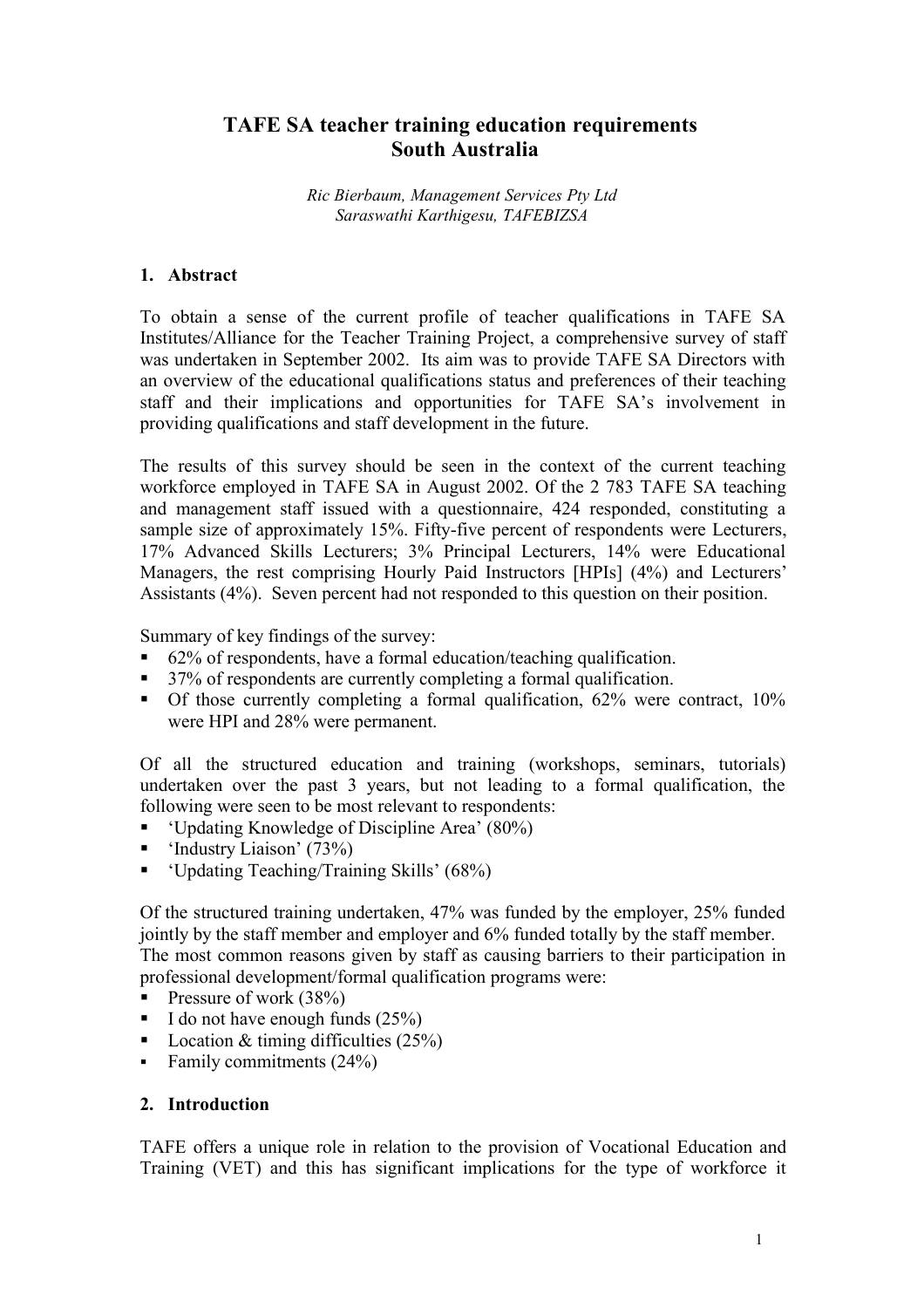# TAFE SA teacher training education requirements South Australia

*Ric Bierbaum, Management Services Pty Ltd*
*Saraswathi Karthigesu, TAFEBIZSA*

## 1. Abstract

To obtain a sense of the current profile of teacher qualifications in TAFE SA Institutes/Alliance for the Teacher Training Project, a comprehensive survey of staff was undertaken in September 2002. Its aim was to provide TAFE SA Directors with an overview of the educational qualifications status and preferences of their teaching staff and their implications and opportunities for TAFE SA's involvement in providing qualifications and staff development in the future.

The results of this survey should be seen in the context of the current teaching workforce employed in TAFE SA in August 2002. Of the 2 783 TAFE SA teaching and management staff issued with a questionnaire, 424 responded, constituting a sample size of approximately 15%. Fifty-five percent of respondents were Lecturers, 17% Advanced Skills Lecturers; 3% Principal Lecturers, 14% were Educational Managers, the rest comprising Hourly Paid Instructors [HPIs] (4%) and Lecturers' Assistants (4%). Seven percent had not responded to this question on their position.

Summary of key findings of the survey:

- 62% of respondents, have a formal education/teaching qualification.
- 37% of respondents are currently completing a formal qualification.
- Of those currently completing a formal qualification, 62% were contract, 10% were HPI and 28% were permanent.

Of all the structured education and training (workshops, seminars, tutorials) undertaken over the past 3 years, but not leading to a formal qualification, the following were seen to be most relevant to respondents:

- 'Updating Knowledge of Discipline Area' (80%)
- 'Industry Liaison' (73%)
- 'Updating Teaching/Training Skills' (68%)

Of the structured training undertaken, 47% was funded by the employer, 25% funded jointly by the staff member and employer and 6% funded totally by the staff member. The most common reasons given by staff as causing barriers to their participation in professional development/formal qualification programs were:

- Pressure of work (38%)
- I do not have enough funds (25%)
- Location & timing difficulties (25%)
- Family commitments (24%)

## 2. Introduction

TAFE offers a unique role in relation to the provision of Vocational Education and Training (VET) and this has significant implications for the type of workforce it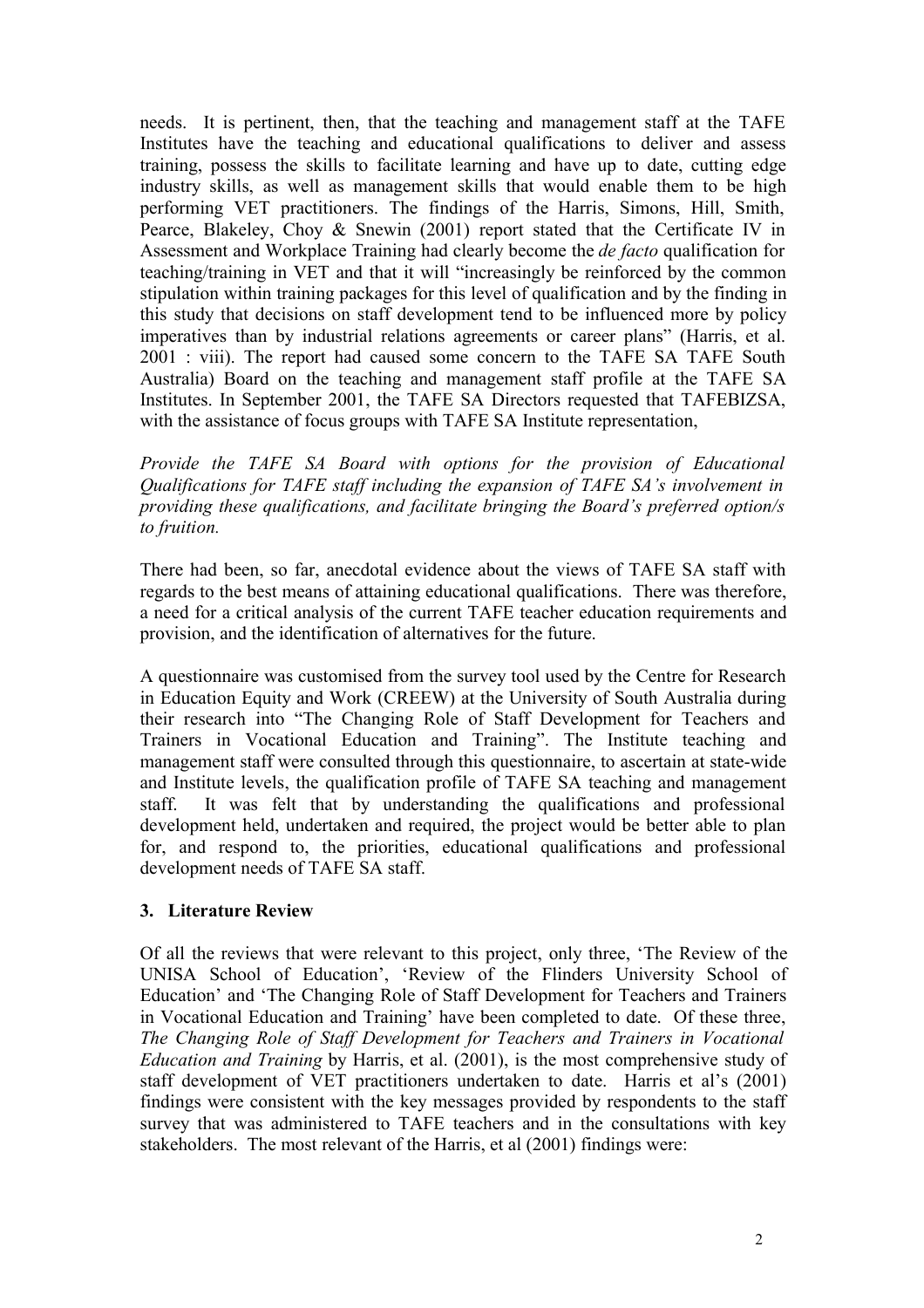needs. It is pertinent, then, that the teaching and management staff at the TAFE Institutes have the teaching and educational qualifications to deliver and assess training, possess the skills to facilitate learning and have up to date, cutting edge industry skills, as well as management skills that would enable them to be high performing VET practitioners. The findings of the Harris, Simons, Hill, Smith, Pearce, Blakeley, Choy & Snewin (2001) report stated that the Certificate IV in Assessment and Workplace Training had clearly become the *de facto* qualification for teaching/training in VET and that it will "increasingly be reinforced by the common stipulation within training packages for this level of qualification and by the finding in this study that decisions on staff development tend to be influenced more by policy imperatives than by industrial relations agreements or career plans" (Harris, et al. 2001 : viii). The report had caused some concern to the TAFE SA TAFE South Australia) Board on the teaching and management staff profile at the TAFE SA Institutes. In September 2001, the TAFE SA Directors requested that TAFEBIZSA, with the assistance of focus groups with TAFE SA Institute representation,

*Provide the TAFE SA Board with options for the provision of Educational Qualifications for TAFE staff including the expansion of TAFE SA's involvement in providing these qualifications, and facilitate bringing the Board's preferred option/s to fruition.*

There had been, so far, anecdotal evidence about the views of TAFE SA staff with regards to the best means of attaining educational qualifications. There was therefore, a need for a critical analysis of the current TAFE teacher education requirements and provision, and the identification of alternatives for the future.

A questionnaire was customised from the survey tool used by the Centre for Research in Education Equity and Work (CREEW) at the University of South Australia during their research into "The Changing Role of Staff Development for Teachers and Trainers in Vocational Education and Training". The Institute teaching and management staff were consulted through this questionnaire, to ascertain at state-wide and Institute levels, the qualification profile of TAFE SA teaching and management staff. It was felt that by understanding the qualifications and professional development held, undertaken and required, the project would be better able to plan for, and respond to, the priorities, educational qualifications and professional development needs of TAFE SA staff.

## 3. Literature Review

Of all the reviews that were relevant to this project, only three, 'The Review of the UNISA School of Education', 'Review of the Flinders University School of Education' and 'The Changing Role of Staff Development for Teachers and Trainers in Vocational Education and Training' have been completed to date. Of these three, *The Changing Role of Staff Development for Teachers and Trainers in Vocational Education and Training* by Harris, et al. (2001), is the most comprehensive study of staff development of VET practitioners undertaken to date. Harris et al's (2001) findings were consistent with the key messages provided by respondents to the staff survey that was administered to TAFE teachers and in the consultations with key stakeholders. The most relevant of the Harris, et al (2001) findings were: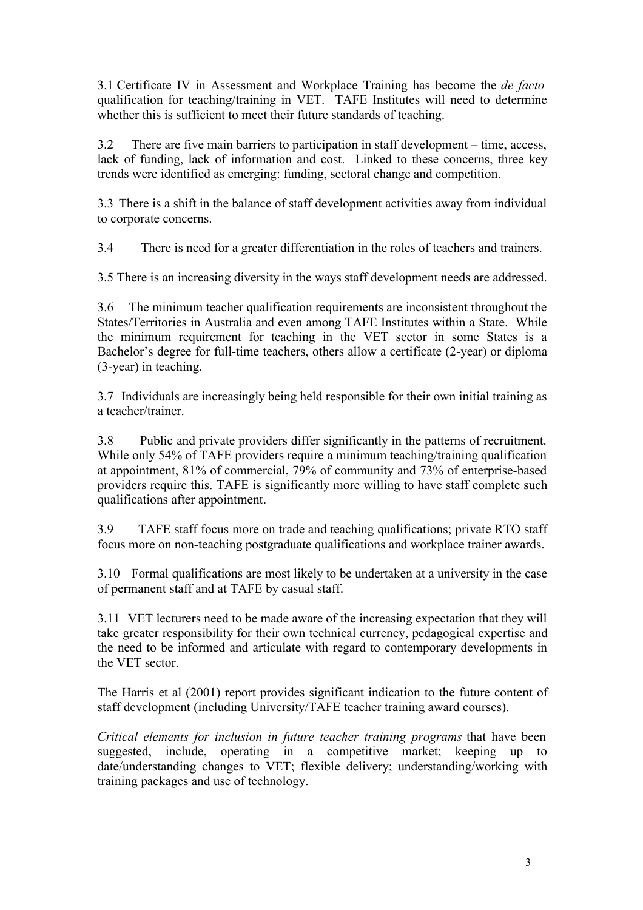3.1 Certificate IV in Assessment and Workplace Training has become the *de facto* qualification for teaching/training in VET. TAFE Institutes will need to determine whether this is sufficient to meet their future standards of teaching.

3.2 There are five main barriers to participation in staff development – time, access, lack of funding, lack of information and cost. Linked to these concerns, three key trends were identified as emerging: funding, sectoral change and competition.

3.3 There is a shift in the balance of staff development activities away from individual to corporate concerns.

3.4 There is need for a greater differentiation in the roles of teachers and trainers.

3.5 There is an increasing diversity in the ways staff development needs are addressed.

3.6 The minimum teacher qualification requirements are inconsistent throughout the States/Territories in Australia and even among TAFE Institutes within a State. While the minimum requirement for teaching in the VET sector in some States is a Bachelor's degree for full-time teachers, others allow a certificate (2-year) or diploma (3-year) in teaching.

3.7 Individuals are increasingly being held responsible for their own initial training as a teacher/trainer.

3.8 Public and private providers differ significantly in the patterns of recruitment. While only 54% of TAFE providers require a minimum teaching/training qualification at appointment, 81% of commercial, 79% of community and 73% of enterprise-based providers require this. TAFE is significantly more willing to have staff complete such qualifications after appointment.

3.9 TAFE staff focus more on trade and teaching qualifications; private RTO staff focus more on non-teaching postgraduate qualifications and workplace trainer awards.

3.10 Formal qualifications are most likely to be undertaken at a university in the case of permanent staff and at TAFE by casual staff.

3.11 VET lecturers need to be made aware of the increasing expectation that they will take greater responsibility for their own technical currency, pedagogical expertise and the need to be informed and articulate with regard to contemporary developments in the VET sector.

The Harris et al (2001) report provides significant indication to the future content of staff development (including University/TAFE teacher training award courses).

*Critical elements for inclusion in future teacher training programs* that have been suggested, include, operating in a competitive market; keeping up to date/understanding changes to VET; flexible delivery; understanding/working with training packages and use of technology.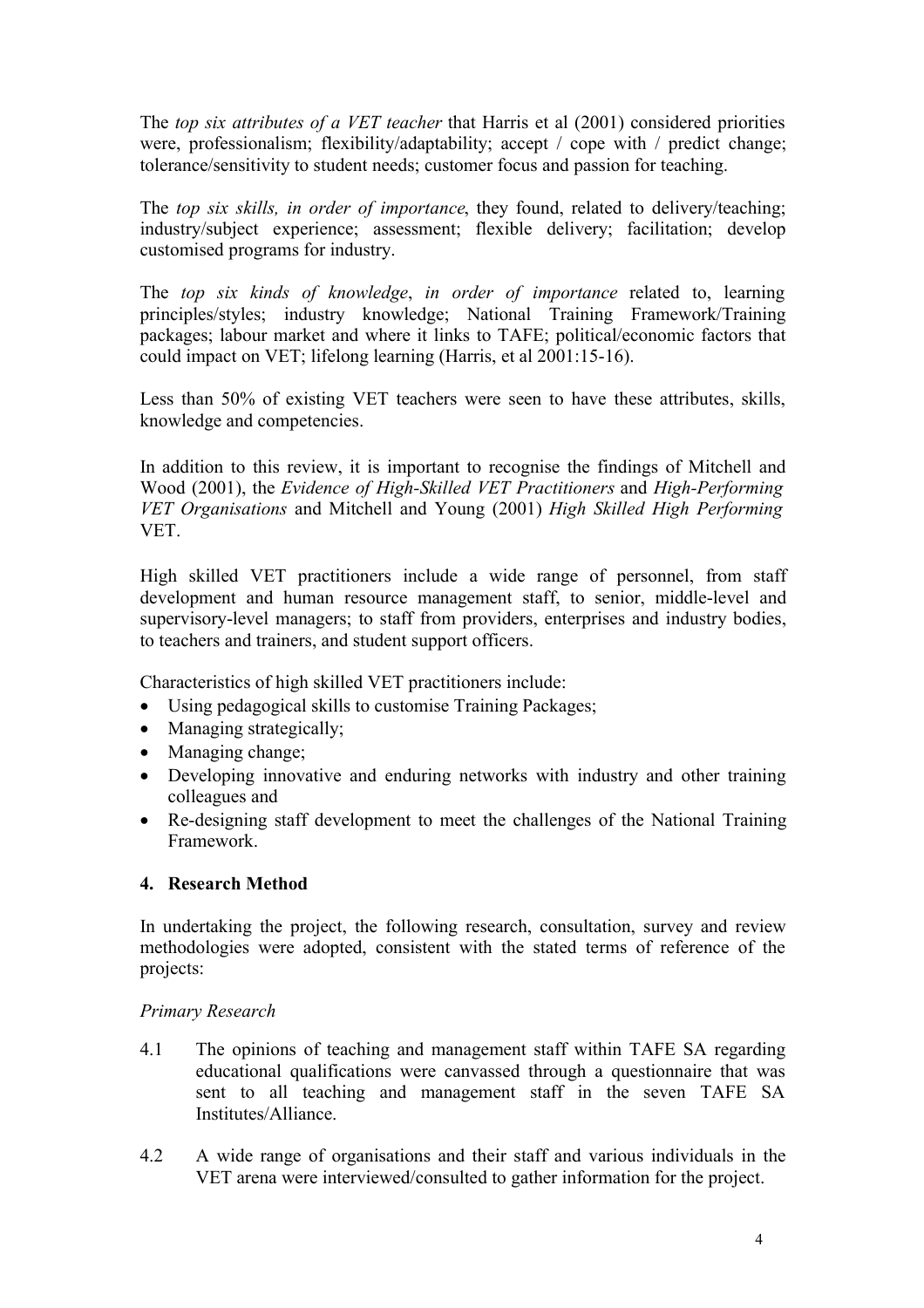The *top six attributes of a VET teacher* that Harris et al (2001) considered priorities were, professionalism; flexibility/adaptability; accept / cope with / predict change; tolerance/sensitivity to student needs; customer focus and passion for teaching.

The *top six skills, in order of importance*, they found, related to delivery/teaching; industry/subject experience; assessment; flexible delivery; facilitation; develop customised programs for industry.

The *top six kinds of knowledge*, *in order of importance* related to, learning principles/styles; industry knowledge; National Training Framework/Training packages; labour market and where it links to TAFE; political/economic factors that could impact on VET; lifelong learning (Harris, et al 2001:15-16).

Less than 50% of existing VET teachers were seen to have these attributes, skills, knowledge and competencies.

In addition to this review, it is important to recognise the findings of Mitchell and Wood (2001), the *Evidence of High-Skilled VET Practitioners* and *High-Performing VET Organisations* and Mitchell and Young (2001) *High Skilled High Performing* VET.

High skilled VET practitioners include a wide range of personnel, from staff development and human resource management staff, to senior, middle-level and supervisory-level managers; to staff from providers, enterprises and industry bodies, to teachers and trainers, and student support officers.

Characteristics of high skilled VET practitioners include:

- Using pedagogical skills to customise Training Packages;
- Managing strategically;
- Managing change;
- Developing innovative and enduring networks with industry and other training colleagues and
- Re-designing staff development to meet the challenges of the National Training Framework.

## 4. Research Method

In undertaking the project, the following research, consultation, survey and review methodologies were adopted, consistent with the stated terms of reference of the projects:

*Primary Research*

4.1 The opinions of teaching and management staff within TAFE SA regarding educational qualifications were canvassed through a questionnaire that was sent to all teaching and management staff in the seven TAFE SA Institutes/Alliance.

4.2 A wide range of organisations and their staff and various individuals in the VET arena were interviewed/consulted to gather information for the project.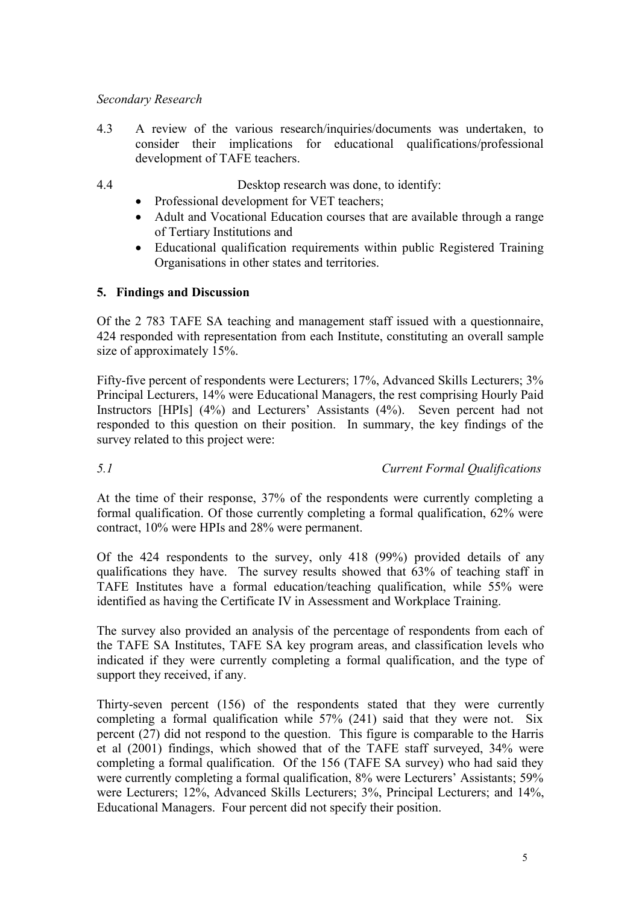*Secondary Research*

4.3 A review of the various research/inquiries/documents was undertaken, to consider their implications for educational qualifications/professional development of TAFE teachers.

4.4 Desktop research was done, to identify:

- Professional development for VET teachers;
- Adult and Vocational Education courses that are available through a range of Tertiary Institutions and
- Educational qualification requirements within public Registered Training Organisations in other states and territories.

## 5. Findings and Discussion

Of the 2 783 TAFE SA teaching and management staff issued with a questionnaire, 424 responded with representation from each Institute, constituting an overall sample size of approximately 15%.

Fifty-five percent of respondents were Lecturers; 17%, Advanced Skills Lecturers; 3% Principal Lecturers, 14% were Educational Managers, the rest comprising Hourly Paid Instructors [HPIs] (4%) and Lecturers' Assistants (4%). Seven percent had not responded to this question on their position. In summary, the key findings of the survey related to this project were:

### *5.1 Current Formal Qualifications*

At the time of their response, 37% of the respondents were currently completing a formal qualification. Of those currently completing a formal qualification, 62% were contract, 10% were HPIs and 28% were permanent.

Of the 424 respondents to the survey, only 418 (99%) provided details of any qualifications they have. The survey results showed that 63% of teaching staff in TAFE Institutes have a formal education/teaching qualification, while 55% were identified as having the Certificate IV in Assessment and Workplace Training.

The survey also provided an analysis of the percentage of respondents from each of the TAFE SA Institutes, TAFE SA key program areas, and classification levels who indicated if they were currently completing a formal qualification, and the type of support they received, if any.

Thirty-seven percent (156) of the respondents stated that they were currently completing a formal qualification while 57% (241) said that they were not. Six percent (27) did not respond to the question. This figure is comparable to the Harris et al (2001) findings, which showed that of the TAFE staff surveyed, 34% were completing a formal qualification. Of the 156 (TAFE SA survey) who had said they were currently completing a formal qualification, 8% were Lecturers' Assistants; 59% were Lecturers; 12%, Advanced Skills Lecturers; 3%, Principal Lecturers; and 14%, Educational Managers. Four percent did not specify their position.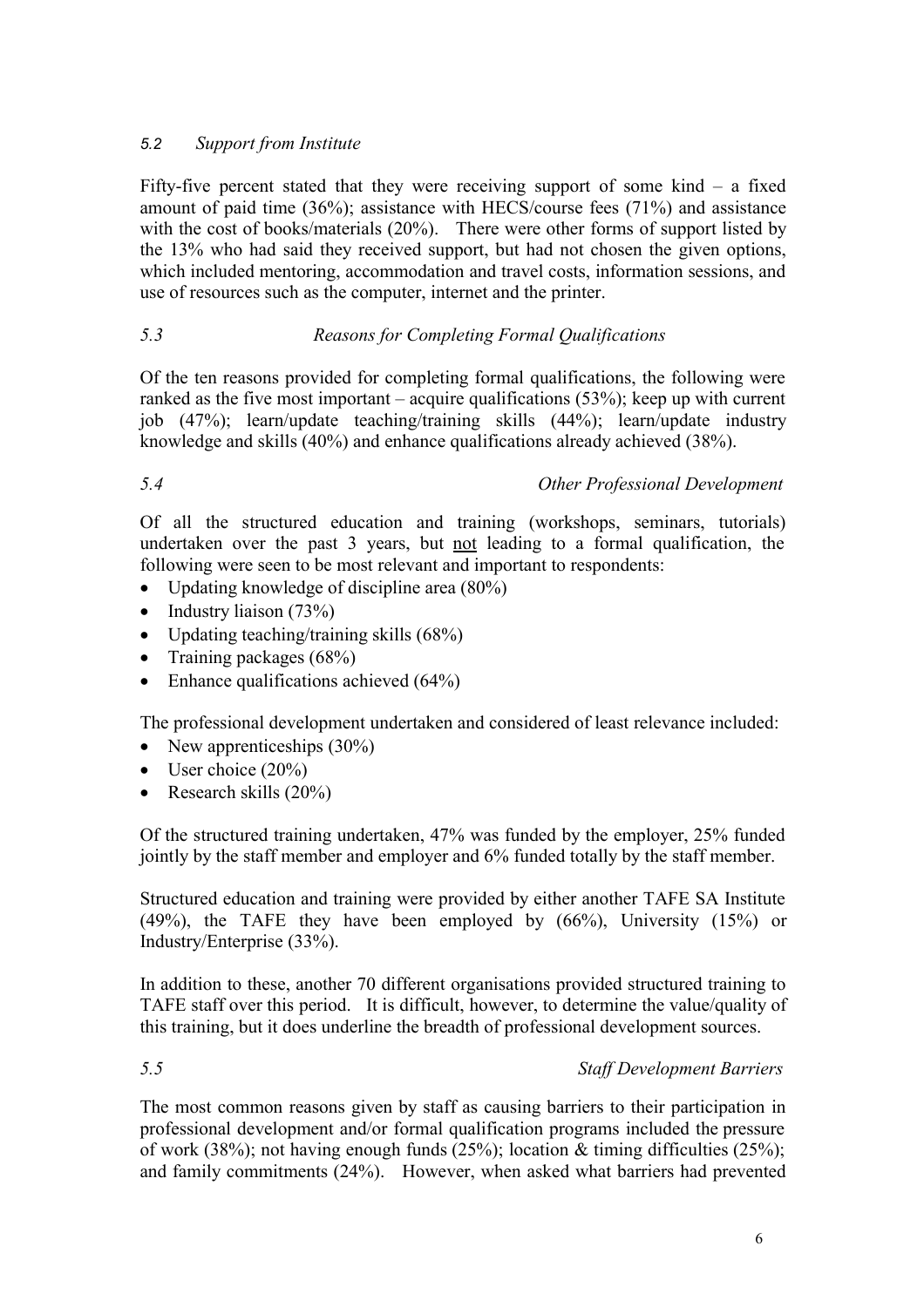### *5.2 Support from Institute*

Fifty-five percent stated that they were receiving support of some kind – a fixed amount of paid time (36%); assistance with HECS/course fees (71%) and assistance with the cost of books/materials (20%). There were other forms of support listed by the 13% who had said they received support, but had not chosen the given options, which included mentoring, accommodation and travel costs, information sessions, and use of resources such as the computer, internet and the printer.

### *5.3 Reasons for Completing Formal Qualifications*

Of the ten reasons provided for completing formal qualifications, the following were ranked as the five most important – acquire qualifications (53%); keep up with current job (47%); learn/update teaching/training skills (44%); learn/update industry knowledge and skills (40%) and enhance qualifications already achieved (38%).

### *5.4 Other Professional Development*

Of all the structured education and training (workshops, seminars, tutorials) undertaken over the past 3 years, but <u>not</u> leading to a formal qualification, the following were seen to be most relevant and important to respondents:

- Updating knowledge of discipline area (80%)
- Industry liaison (73%)
- Updating teaching/training skills (68%)
- Training packages (68%)
- Enhance qualifications achieved (64%)

The professional development undertaken and considered of least relevance included:

- New apprenticeships (30%)
- User choice (20%)
- Research skills (20%)

Of the structured training undertaken, 47% was funded by the employer, 25% funded jointly by the staff member and employer and 6% funded totally by the staff member.

Structured education and training were provided by either another TAFE SA Institute (49%), the TAFE they have been employed by (66%), University (15%) or Industry/Enterprise (33%).

In addition to these, another 70 different organisations provided structured training to TAFE staff over this period. It is difficult, however, to determine the value/quality of this training, but it does underline the breadth of professional development sources.

### *5.5 Staff Development Barriers*

The most common reasons given by staff as causing barriers to their participation in professional development and/or formal qualification programs included the pressure of work (38%); not having enough funds (25%); location & timing difficulties (25%); and family commitments (24%). However, when asked what barriers had prevented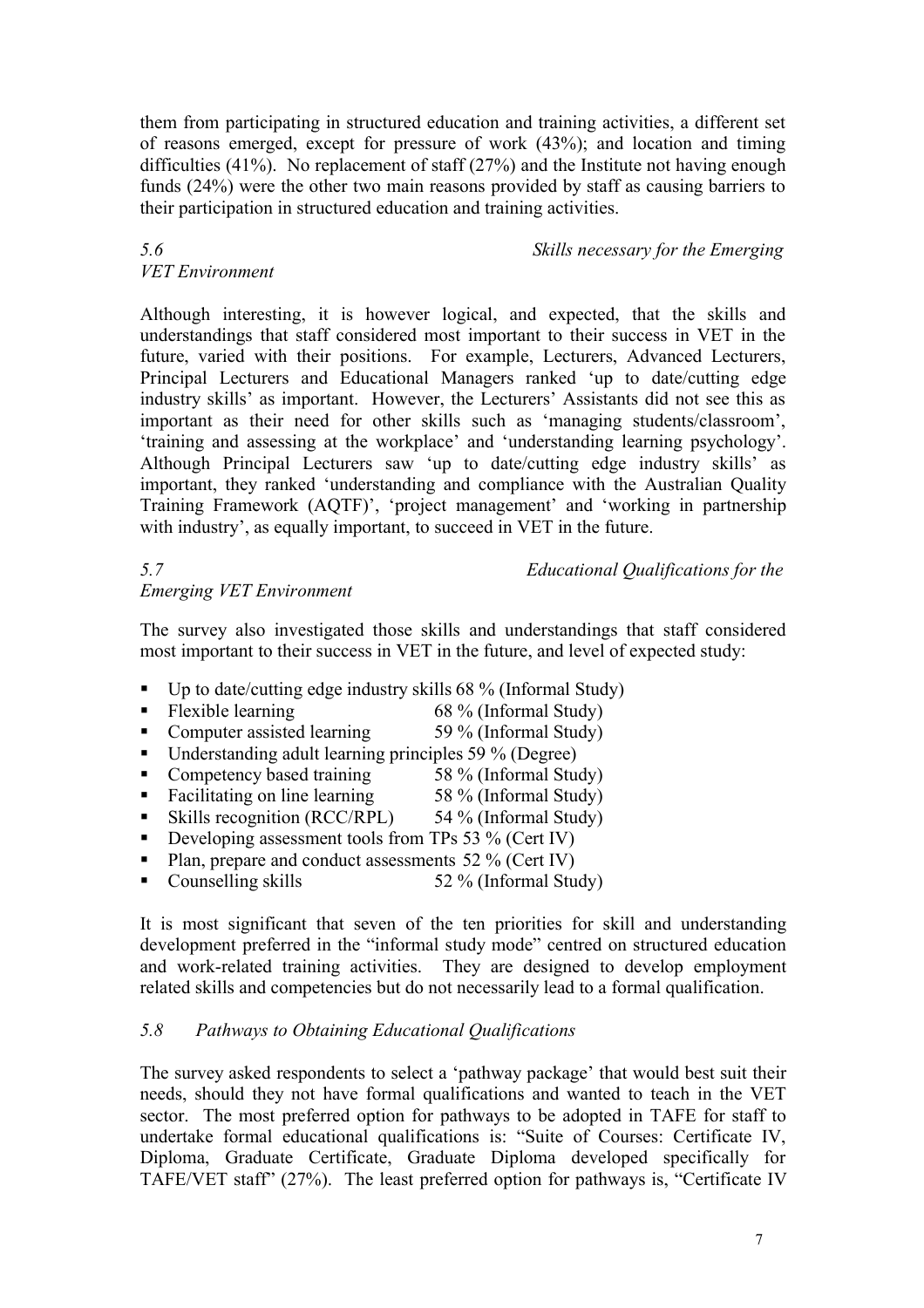them from participating in structured education and training activities, a different set of reasons emerged, except for pressure of work (43%); and location and timing difficulties (41%). No replacement of staff (27%) and the Institute not having enough funds (24%) were the other two main reasons provided by staff as causing barriers to their participation in structured education and training activities.

### *5.6 Skills necessary for the Emerging VET Environment*

Although interesting, it is however logical, and expected, that the skills and understandings that staff considered most important to their success in VET in the future, varied with their positions. For example, Lecturers, Advanced Lecturers, Principal Lecturers and Educational Managers ranked 'up to date/cutting edge industry skills' as important. However, the Lecturers' Assistants did not see this as important as their need for other skills such as 'managing students/classroom', 'training and assessing at the workplace' and 'understanding learning psychology'. Although Principal Lecturers saw 'up to date/cutting edge industry skills' as important, they ranked 'understanding and compliance with the Australian Quality Training Framework (AQTF)', 'project management' and 'working in partnership with industry', as equally important, to succeed in VET in the future.

### *5.7 Educational Qualifications for the Emerging VET Environment*

The survey also investigated those skills and understandings that staff considered most important to their success in VET in the future, and level of expected study:

- Up to date/cutting edge industry skills 68 % (Informal Study)
- Flexible learning 68 % (Informal Study)
- Computer assisted learning 59 % (Informal Study)
- Understanding adult learning principles 59 % (Degree)
- Competency based training 58 % (Informal Study)
- Facilitating on line learning 58 % (Informal Study)
- Skills recognition (RCC/RPL) 54 % (Informal Study)
- Developing assessment tools from TPs 53 % (Cert IV)
- Plan, prepare and conduct assessments 52 % (Cert IV)
- Counselling skills 52 % (Informal Study)

It is most significant that seven of the ten priorities for skill and understanding development preferred in the "informal study mode" centred on structured education and work-related training activities. They are designed to develop employment related skills and competencies but do not necessarily lead to a formal qualification.

### *5.8 Pathways to Obtaining Educational Qualifications*

The survey asked respondents to select a 'pathway package' that would best suit their needs, should they not have formal qualifications and wanted to teach in the VET sector. The most preferred option for pathways to be adopted in TAFE for staff to undertake formal educational qualifications is: "Suite of Courses: Certificate IV, Diploma, Graduate Certificate, Graduate Diploma developed specifically for TAFE/VET staff" (27%). The least preferred option for pathways is, "Certificate IV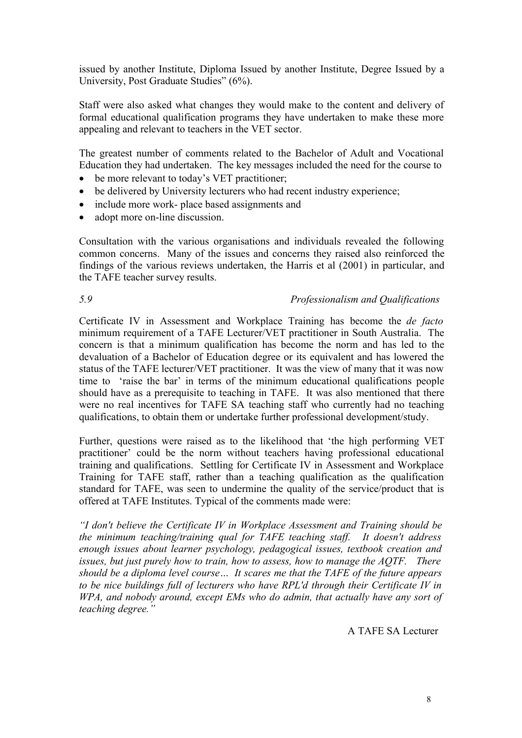issued by another Institute, Diploma Issued by another Institute, Degree Issued by a University, Post Graduate Studies" (6%).

Staff were also asked what changes they would make to the content and delivery of formal educational qualification programs they have undertaken to make these more appealing and relevant to teachers in the VET sector.

The greatest number of comments related to the Bachelor of Adult and Vocational Education they had undertaken. The key messages included the need for the course to

- be more relevant to today's VET practitioner;
- be delivered by University lecturers who had recent industry experience;
- include more work- place based assignments and
- adopt more on-line discussion.

Consultation with the various organisations and individuals revealed the following common concerns. Many of the issues and concerns they raised also reinforced the findings of the various reviews undertaken, the Harris et al (2001) in particular, and the TAFE teacher survey results.

### *5.9 Professionalism and Qualifications*

Certificate IV in Assessment and Workplace Training has become the *de facto* minimum requirement of a TAFE Lecturer/VET practitioner in South Australia. The concern is that a minimum qualification has become the norm and has led to the devaluation of a Bachelor of Education degree or its equivalent and has lowered the status of the TAFE lecturer/VET practitioner. It was the view of many that it was now time to 'raise the bar' in terms of the minimum educational qualifications people should have as a prerequisite to teaching in TAFE. It was also mentioned that there were no real incentives for TAFE SA teaching staff who currently had no teaching qualifications, to obtain them or undertake further professional development/study.

Further, questions were raised as to the likelihood that 'the high performing VET practitioner' could be the norm without teachers having professional educational training and qualifications. Settling for Certificate IV in Assessment and Workplace Training for TAFE staff, rather than a teaching qualification as the qualification standard for TAFE, was seen to undermine the quality of the service/product that is offered at TAFE Institutes. Typical of the comments made were:

*"I don't believe the Certificate IV in Workplace Assessment and Training should be the minimum teaching/training qual for TAFE teaching staff. It doesn't address enough issues about learner psychology, pedagogical issues, textbook creation and issues, but just purely how to train, how to assess, how to manage the AQTF. There should be a diploma level course… It scares me that the TAFE of the future appears to be nice buildings full of lecturers who have RPL'd through their Certificate IV in WPA, and nobody around, except EMs who do admin, that actually have any sort of teaching degree."*

A TAFE SA Lecturer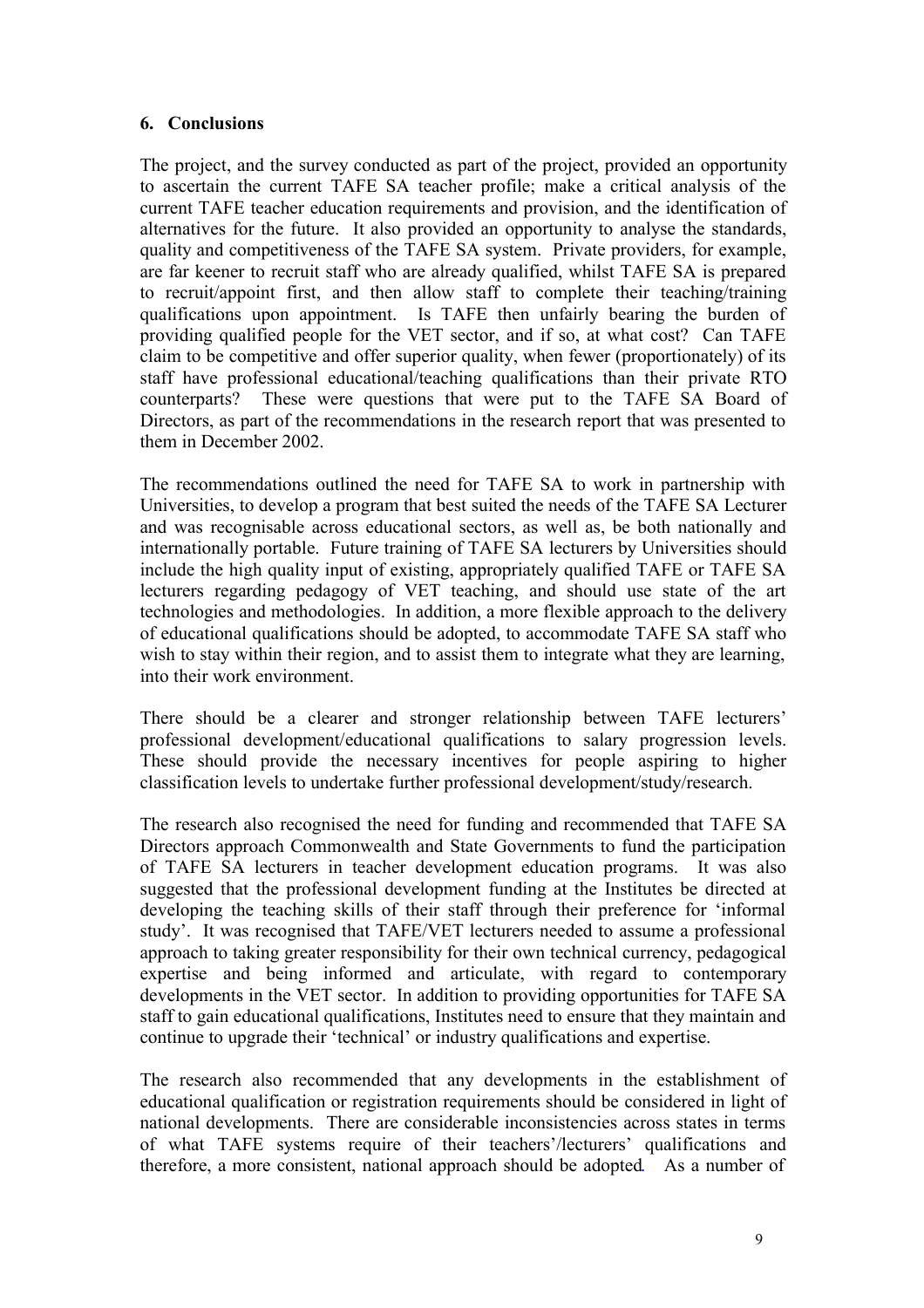## 6. Conclusions

The project, and the survey conducted as part of the project, provided an opportunity to ascertain the current TAFE SA teacher profile; make a critical analysis of the current TAFE teacher education requirements and provision, and the identification of alternatives for the future. It also provided an opportunity to analyse the standards, quality and competitiveness of the TAFE SA system. Private providers, for example, are far keener to recruit staff who are already qualified, whilst TAFE SA is prepared to recruit/appoint first, and then allow staff to complete their teaching/training qualifications upon appointment. Is TAFE then unfairly bearing the burden of providing qualified people for the VET sector, and if so, at what cost? Can TAFE claim to be competitive and offer superior quality, when fewer (proportionately) of its staff have professional educational/teaching qualifications than their private RTO counterparts? These were questions that were put to the TAFE SA Board of Directors, as part of the recommendations in the research report that was presented to them in December 2002.

The recommendations outlined the need for TAFE SA to work in partnership with Universities, to develop a program that best suited the needs of the TAFE SA Lecturer and was recognisable across educational sectors, as well as, be both nationally and internationally portable. Future training of TAFE SA lecturers by Universities should include the high quality input of existing, appropriately qualified TAFE or TAFE SA lecturers regarding pedagogy of VET teaching, and should use state of the art technologies and methodologies. In addition, a more flexible approach to the delivery of educational qualifications should be adopted, to accommodate TAFE SA staff who wish to stay within their region, and to assist them to integrate what they are learning, into their work environment.

There should be a clearer and stronger relationship between TAFE lecturers' professional development/educational qualifications to salary progression levels. These should provide the necessary incentives for people aspiring to higher classification levels to undertake further professional development/study/research.

The research also recognised the need for funding and recommended that TAFE SA Directors approach Commonwealth and State Governments to fund the participation of TAFE SA lecturers in teacher development education programs. It was also suggested that the professional development funding at the Institutes be directed at developing the teaching skills of their staff through their preference for 'informal study'. It was recognised that TAFE/VET lecturers needed to assume a professional approach to taking greater responsibility for their own technical currency, pedagogical expertise and being informed and articulate, with regard to contemporary developments in the VET sector. In addition to providing opportunities for TAFE SA staff to gain educational qualifications, Institutes need to ensure that they maintain and continue to upgrade their 'technical' or industry qualifications and expertise.

The research also recommended that any developments in the establishment of educational qualification or registration requirements should be considered in light of national developments. There are considerable inconsistencies across states in terms of what TAFE systems require of their teachers'/lecturers' qualifications and therefore, a more consistent, national approach should be adopted. As a number of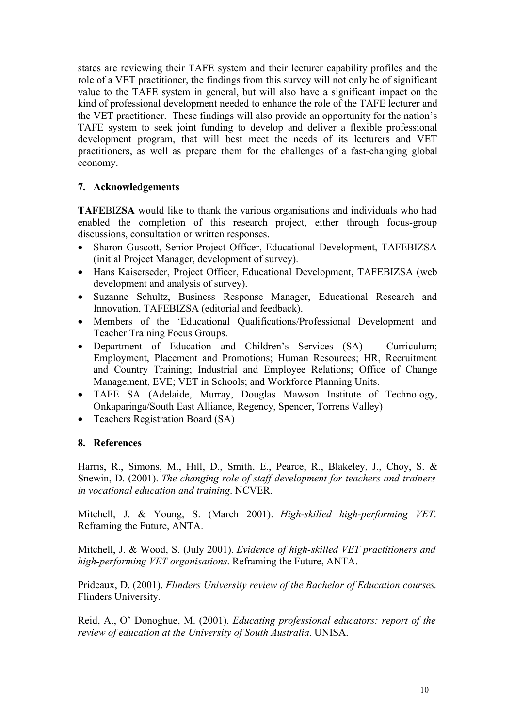states are reviewing their TAFE system and their lecturer capability profiles and the role of a VET practitioner, the findings from this survey will not only be of significant value to the TAFE system in general, but will also have a significant impact on the kind of professional development needed to enhance the role of the TAFE lecturer and the VET practitioner. These findings will also provide an opportunity for the nation's TAFE system to seek joint funding to develop and deliver a flexible professional development program, that will best meet the needs of its lecturers and VET practitioners, as well as prepare them for the challenges of a fast-changing global economy.

## 7. Acknowledgements

**TAFE**BIZ**SA** would like to thank the various organisations and individuals who had enabled the completion of this research project, either through focus-group discussions, consultation or written responses.

- Sharon Guscott, Senior Project Officer, Educational Development, TAFEBIZSA (initial Project Manager, development of survey).
- Hans Kaiserseder, Project Officer, Educational Development, TAFEBIZSA (web development and analysis of survey).
- Suzanne Schultz, Business Response Manager, Educational Research and Innovation, TAFEBIZSA (editorial and feedback).
- Members of the 'Educational Qualifications/Professional Development and Teacher Training Focus Groups.
- Department of Education and Children's Services (SA) – Curriculum; Employment, Placement and Promotions; Human Resources; HR, Recruitment and Country Training; Industrial and Employee Relations; Office of Change Management, EVE; VET in Schools; and Workforce Planning Units.
- TAFE SA (Adelaide, Murray, Douglas Mawson Institute of Technology, Onkaparinga/South East Alliance, Regency, Spencer, Torrens Valley)
- Teachers Registration Board (SA)

## 8. References

Harris, R., Simons, M., Hill, D., Smith, E., Pearce, R., Blakeley, J., Choy, S. & Snewin, D. (2001). *The changing role of staff development for teachers and trainers in vocational education and training*. NCVER.

Mitchell, J. & Young, S. (March 2001). *High-skilled high-performing VET*. Reframing the Future, ANTA.

Mitchell, J. & Wood, S. (July 2001). *Evidence of high-skilled VET practitioners and high-performing VET organisations*. Reframing the Future, ANTA.

Prideaux, D. (2001). *Flinders University review of the Bachelor of Education courses.* Flinders University.

Reid, A., O' Donoghue, M. (2001). *Educating professional educators: report of the review of education at the University of South Australia*. UNISA.